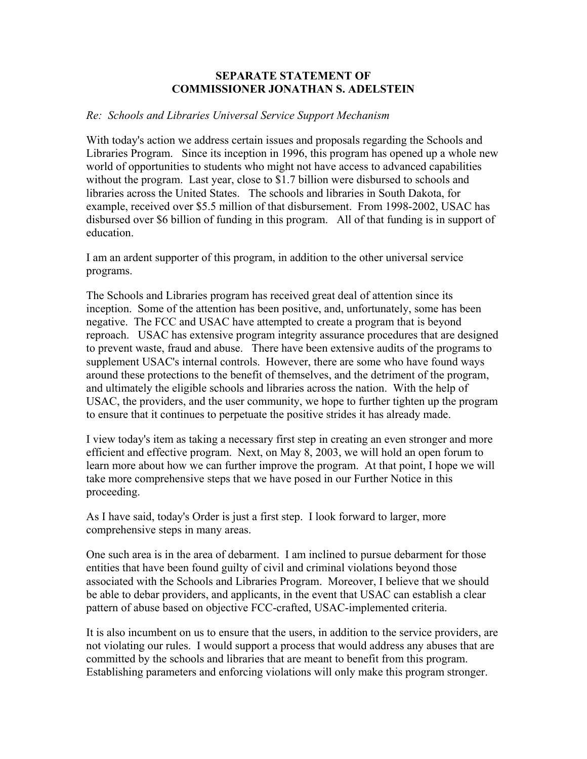**SEPARATE STATEMENT OF**
**COMMISSIONER JONATHAN S. ADELSTEIN**

*Re: Schools and Libraries Universal Service Support Mechanism*

With today's action we address certain issues and proposals regarding the Schools and Libraries Program. Since its inception in 1996, this program has opened up a whole new world of opportunities to students who might not have access to advanced capabilities without the program. Last year, close to $1.7 billion were disbursed to schools and libraries across the United States. The schools and libraries in South Dakota, for example, received over $5.5 million of that disbursement. From 1998-2002, USAC has disbursed over $6 billion of funding in this program. All of that funding is in support of education.

I am an ardent supporter of this program, in addition to the other universal service programs.

The Schools and Libraries program has received great deal of attention since its inception. Some of the attention has been positive, and, unfortunately, some has been negative. The FCC and USAC have attempted to create a program that is beyond reproach. USAC has extensive program integrity assurance procedures that are designed to prevent waste, fraud and abuse. There have been extensive audits of the programs to supplement USAC's internal controls. However, there are some who have found ways around these protections to the benefit of themselves, and the detriment of the program, and ultimately the eligible schools and libraries across the nation. With the help of USAC, the providers, and the user community, we hope to further tighten up the program to ensure that it continues to perpetuate the positive strides it has already made.

I view today's item as taking a necessary first step in creating an even stronger and more efficient and effective program. Next, on May 8, 2003, we will hold an open forum to learn more about how we can further improve the program. At that point, I hope we will take more comprehensive steps that we have posed in our Further Notice in this proceeding.

As I have said, today's Order is just a first step. I look forward to larger, more comprehensive steps in many areas.

One such area is in the area of debarment. I am inclined to pursue debarment for those entities that have been found guilty of civil and criminal violations beyond those associated with the Schools and Libraries Program. Moreover, I believe that we should be able to debar providers, and applicants, in the event that USAC can establish a clear pattern of abuse based on objective FCC-crafted, USAC-implemented criteria.

It is also incumbent on us to ensure that the users, in addition to the service providers, are not violating our rules. I would support a process that would address any abuses that are committed by the schools and libraries that are meant to benefit from this program. Establishing parameters and enforcing violations will only make this program stronger.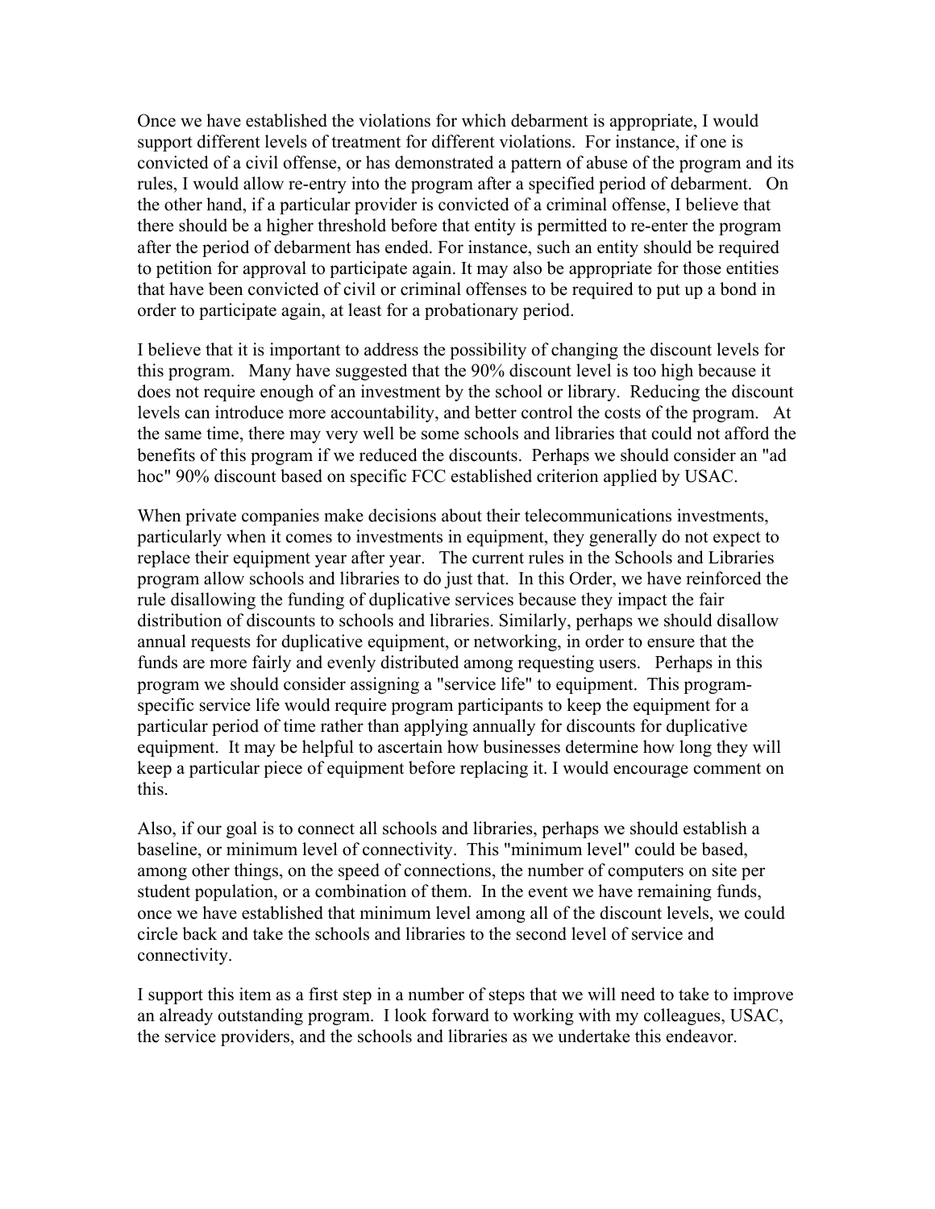Once we have established the violations for which debarment is appropriate, I would support different levels of treatment for different violations. For instance, if one is convicted of a civil offense, or has demonstrated a pattern of abuse of the program and its rules, I would allow re-entry into the program after a specified period of debarment. On the other hand, if a particular provider is convicted of a criminal offense, I believe that there should be a higher threshold before that entity is permitted to re-enter the program after the period of debarment has ended. For instance, such an entity should be required to petition for approval to participate again. It may also be appropriate for those entities that have been convicted of civil or criminal offenses to be required to put up a bond in order to participate again, at least for a probationary period.

I believe that it is important to address the possibility of changing the discount levels for this program. Many have suggested that the 90% discount level is too high because it does not require enough of an investment by the school or library. Reducing the discount levels can introduce more accountability, and better control the costs of the program. At the same time, there may very well be some schools and libraries that could not afford the benefits of this program if we reduced the discounts. Perhaps we should consider an "ad hoc" 90% discount based on specific FCC established criterion applied by USAC.

When private companies make decisions about their telecommunications investments, particularly when it comes to investments in equipment, they generally do not expect to replace their equipment year after year. The current rules in the Schools and Libraries program allow schools and libraries to do just that. In this Order, we have reinforced the rule disallowing the funding of duplicative services because they impact the fair distribution of discounts to schools and libraries. Similarly, perhaps we should disallow annual requests for duplicative equipment, or networking, in order to ensure that the funds are more fairly and evenly distributed among requesting users. Perhaps in this program we should consider assigning a "service life" to equipment. This program-specific service life would require program participants to keep the equipment for a particular period of time rather than applying annually for discounts for duplicative equipment. It may be helpful to ascertain how businesses determine how long they will keep a particular piece of equipment before replacing it. I would encourage comment on this.

Also, if our goal is to connect all schools and libraries, perhaps we should establish a baseline, or minimum level of connectivity. This "minimum level" could be based, among other things, on the speed of connections, the number of computers on site per student population, or a combination of them. In the event we have remaining funds, once we have established that minimum level among all of the discount levels, we could circle back and take the schools and libraries to the second level of service and connectivity.

I support this item as a first step in a number of steps that we will need to take to improve an already outstanding program. I look forward to working with my colleagues, USAC, the service providers, and the schools and libraries as we undertake this endeavor.